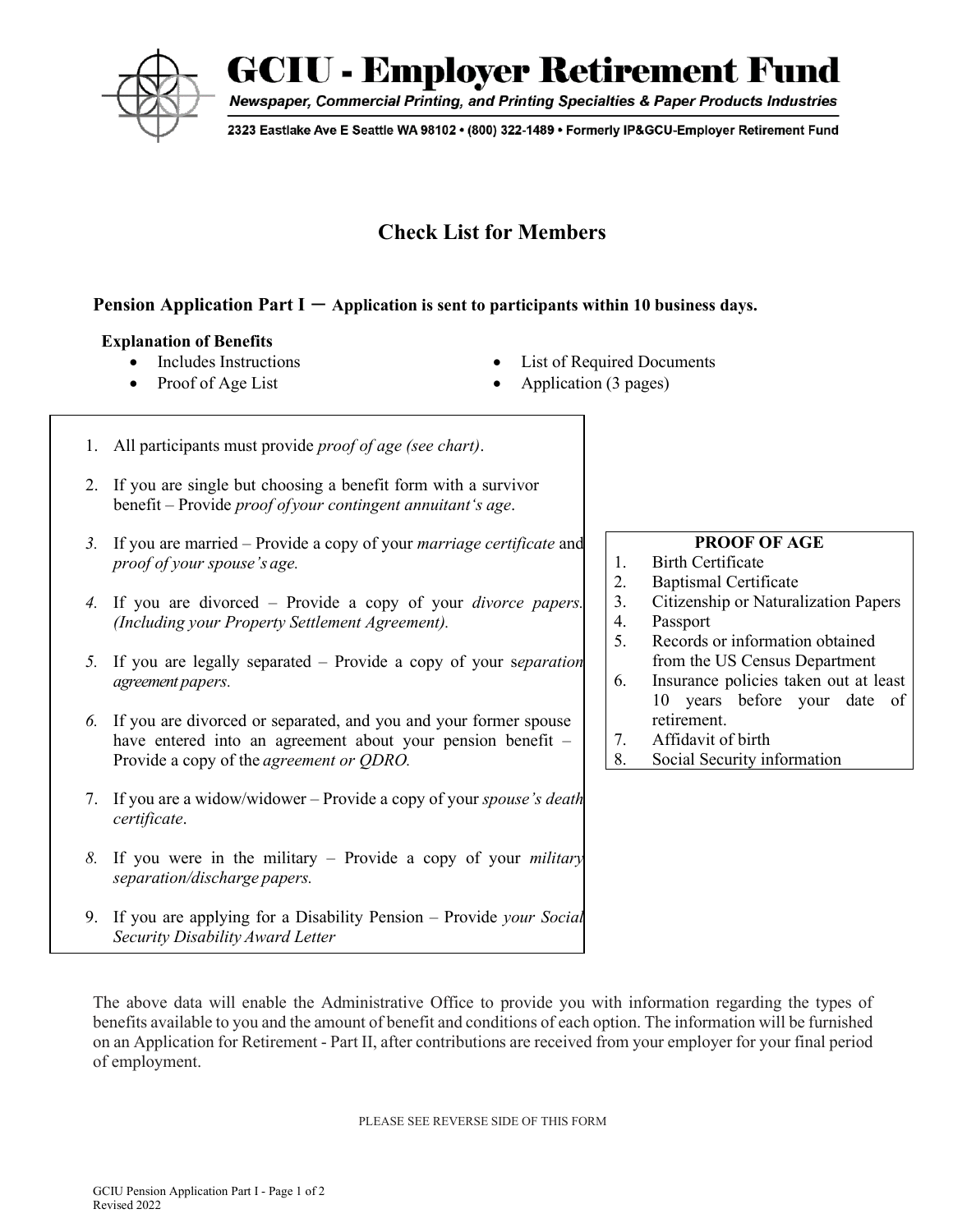# GCIU - Employer Retirement Fund

*Newspaper, Commercial Printing, and Printing Specialties & Paper Products Industries*

2323 Eastlake Ave E Seattle WA 98102 • (800) 322-1489 • Formerly IP&GCU-Employer Retirement Fund

## Check List for Members

### Pension Application Part I – Application is sent to participants within 10 business days.

**Explanation of Benefits**

- Includes Instructions
- Proof of Age List
- List of Required Documents
- Application (3 pages)

1. All participants must provide *proof of age (see chart)*.
2. If you are single but choosing a benefit form with a survivor benefit – Provide *proof of your contingent annuitant's age*.
3. If you are married – Provide a copy of your *marriage certificate* and *proof of your spouse's age.*
4. If you are divorced – Provide a copy of your *divorce papers. (Including your Property Settlement Agreement).*
5. If you are legally separated – Provide a copy of your s*eparation agreement papers.*
6. If you are divorced or separated, and you and your former spouse have entered into an agreement about your pension benefit – Provide a copy of the *agreement or QDRO.*
7. If you are a widow/widower – Provide a copy of your *spouse's death certificate*.
8. If you were in the military – Provide a copy of your *military separation/discharge papers.*
9. If you are applying for a Disability Pension – Provide *your Social Security Disability Award Letter*

**PROOF OF AGE**

1. Birth Certificate
2. Baptismal Certificate
3. Citizenship or Naturalization Papers
4. Passport
5. Records or information obtained from the US Census Department
6. Insurance policies taken out at least 10 years before your date of retirement.
7. Affidavit of birth
8. Social Security information

The above data will enable the Administrative Office to provide you with information regarding the types of benefits available to you and the amount of benefit and conditions of each option. The information will be furnished on an Application for Retirement - Part II, after contributions are received from your employer for your final period of employment.

PLEASE SEE REVERSE SIDE OF THIS FORM

GCIU Pension Application Part I
Revised 2022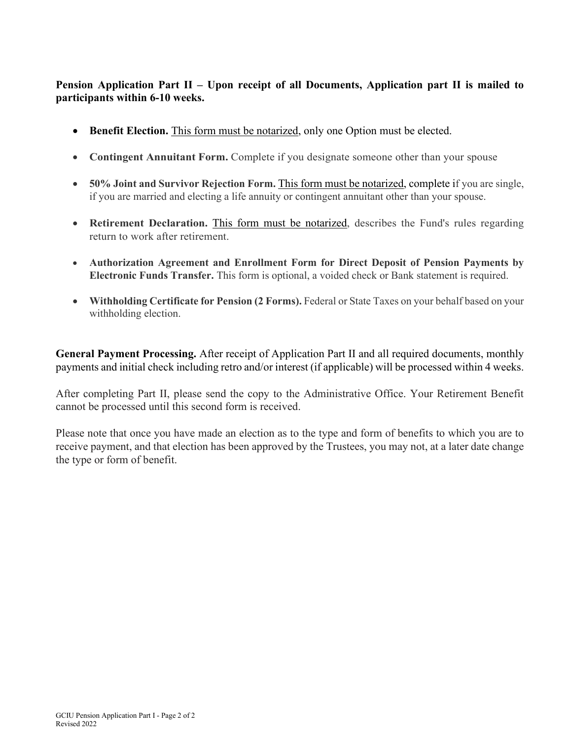**Pension Application Part II – Upon receipt of all Documents, Application part II is mailed to participants within 6-10 weeks.**

- **Benefit Election.** <u>This form must be notarized</u>, only one Option must be elected.
- **Contingent Annuitant Form.** Complete if you designate someone other than your spouse
- **50% Joint and Survivor Rejection Form.** <u>This form must be notarized</u>, complete if you are single, if you are married and electing a life annuity or contingent annuitant other than your spouse.
- **Retirement Declaration.** <u>This form must be notarized</u>, describes the Fund's rules regarding return to work after retirement.
- **Authorization Agreement and Enrollment Form for Direct Deposit of Pension Payments by Electronic Funds Transfer.** This form is optional, a voided check or Bank statement is required.
- **Withholding Certificate for Pension (2 Forms).** Federal or State Taxes on your behalf based on your withholding election.

**General Payment Processing.** After receipt of Application Part II and all required documents, monthly payments and initial check including retro and/or interest (if applicable) will be processed within 4 weeks.

After completing Part II, please send the copy to the Administrative Office. Your Retirement Benefit cannot be processed until this second form is received.

Please note that once you have made an election as to the type and form of benefits to which you are to receive payment, and that election has been approved by the Trustees, you may not, at a later date change the type or form of benefit.